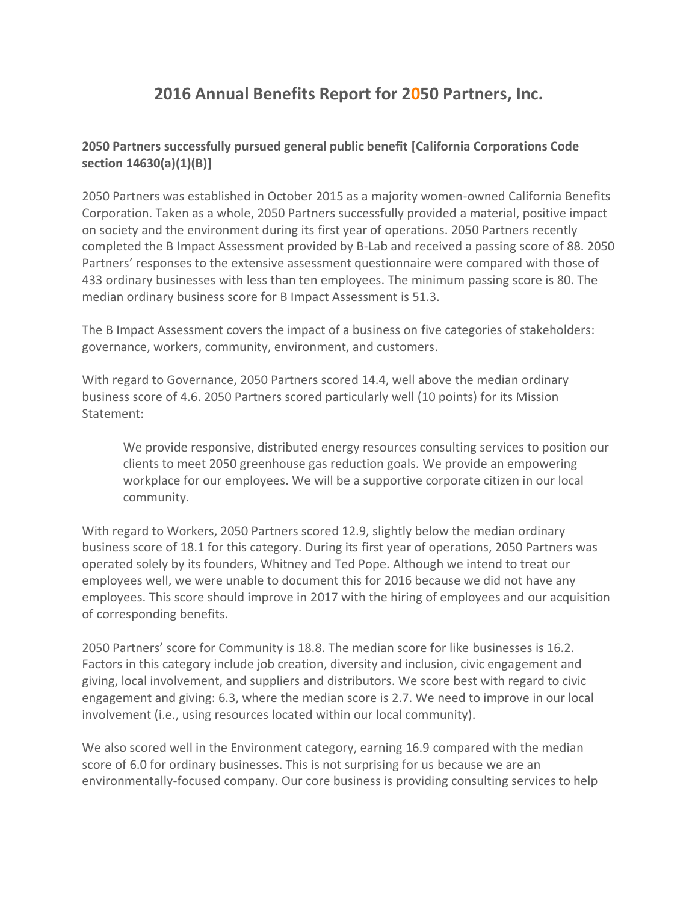# 2016 Annual Benefits Report for 2050 Partners, Inc.

**2050 Partners successfully pursued general public benefit [California Corporations Code section 14630(a)(1)(B)]**

2050 Partners was established in October 2015 as a majority women-owned California Benefits Corporation. Taken as a whole, 2050 Partners successfully provided a material, positive impact on society and the environment during its first year of operations. 2050 Partners recently completed the B Impact Assessment provided by B-Lab and received a passing score of 88. 2050 Partners' responses to the extensive assessment questionnaire were compared with those of 433 ordinary businesses with less than ten employees. The minimum passing score is 80. The median ordinary business score for B Impact Assessment is 51.3.

The B Impact Assessment covers the impact of a business on five categories of stakeholders: governance, workers, community, environment, and customers.

With regard to Governance, 2050 Partners scored 14.4, well above the median ordinary business score of 4.6. 2050 Partners scored particularly well (10 points) for its Mission Statement:

> We provide responsive, distributed energy resources consulting services to position our clients to meet 2050 greenhouse gas reduction goals. We provide an empowering workplace for our employees. We will be a supportive corporate citizen in our local community.

With regard to Workers, 2050 Partners scored 12.9, slightly below the median ordinary business score of 18.1 for this category. During its first year of operations, 2050 Partners was operated solely by its founders, Whitney and Ted Pope. Although we intend to treat our employees well, we were unable to document this for 2016 because we did not have any employees. This score should improve in 2017 with the hiring of employees and our acquisition of corresponding benefits.

2050 Partners' score for Community is 18.8. The median score for like businesses is 16.2. Factors in this category include job creation, diversity and inclusion, civic engagement and giving, local involvement, and suppliers and distributors. We score best with regard to civic engagement and giving: 6.3, where the median score is 2.7. We need to improve in our local involvement (i.e., using resources located within our local community).

We also scored well in the Environment category, earning 16.9 compared with the median score of 6.0 for ordinary businesses. This is not surprising for us because we are an environmentally-focused company. Our core business is providing consulting services to help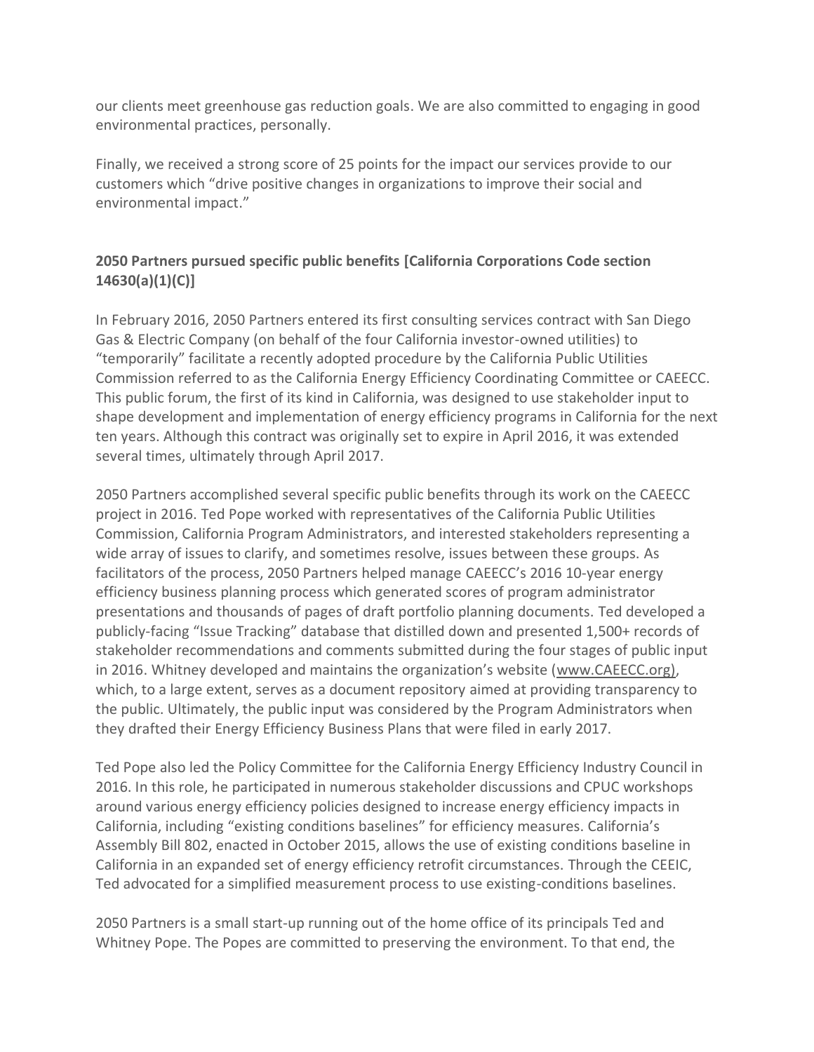our clients meet greenhouse gas reduction goals. We are also committed to engaging in good environmental practices, personally.

Finally, we received a strong score of 25 points for the impact our services provide to our customers which "drive positive changes in organizations to improve their social and environmental impact."

**2050 Partners pursued specific public benefits [California Corporations Code section 14630(a)(1)(C)]**

In February 2016, 2050 Partners entered its first consulting services contract with San Diego Gas & Electric Company (on behalf of the four California investor-owned utilities) to "temporarily" facilitate a recently adopted procedure by the California Public Utilities Commission referred to as the California Energy Efficiency Coordinating Committee or CAEECC. This public forum, the first of its kind in California, was designed to use stakeholder input to shape development and implementation of energy efficiency programs in California for the next ten years. Although this contract was originally set to expire in April 2016, it was extended several times, ultimately through April 2017.

2050 Partners accomplished several specific public benefits through its work on the CAEECC project in 2016. Ted Pope worked with representatives of the California Public Utilities Commission, California Program Administrators, and interested stakeholders representing a wide array of issues to clarify, and sometimes resolve, issues between these groups. As facilitators of the process, 2050 Partners helped manage CAEECC's 2016 10-year energy efficiency business planning process which generated scores of program administrator presentations and thousands of pages of draft portfolio planning documents. Ted developed a publicly-facing "Issue Tracking" database that distilled down and presented 1,500+ records of stakeholder recommendations and comments submitted during the four stages of public input in 2016. Whitney developed and maintains the organization's website (www.CAEECC.org), which, to a large extent, serves as a document repository aimed at providing transparency to the public. Ultimately, the public input was considered by the Program Administrators when they drafted their Energy Efficiency Business Plans that were filed in early 2017.

Ted Pope also led the Policy Committee for the California Energy Efficiency Industry Council in 2016. In this role, he participated in numerous stakeholder discussions and CPUC workshops around various energy efficiency policies designed to increase energy efficiency impacts in California, including "existing conditions baselines" for efficiency measures. California's Assembly Bill 802, enacted in October 2015, allows the use of existing conditions baseline in California in an expanded set of energy efficiency retrofit circumstances. Through the CEEIC, Ted advocated for a simplified measurement process to use existing-conditions baselines.

2050 Partners is a small start-up running out of the home office of its principals Ted and Whitney Pope. The Popes are committed to preserving the environment. To that end, the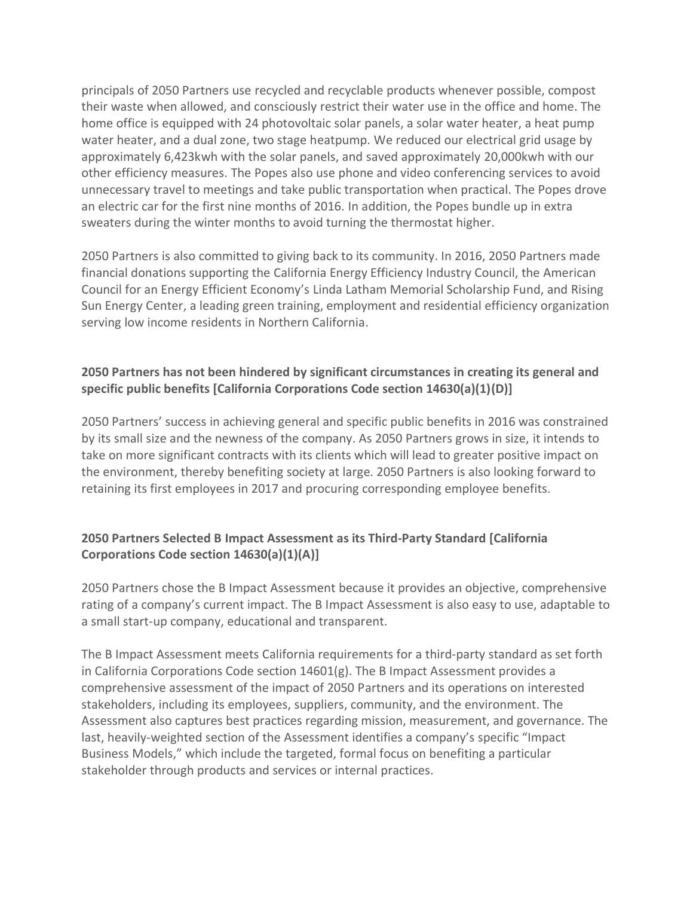principals of 2050 Partners use recycled and recyclable products whenever possible, compost their waste when allowed, and consciously restrict their water use in the office and home. The home office is equipped with 24 photovoltaic solar panels, a solar water heater, a heat pump water heater, and a dual zone, two stage heatpump. We reduced our electrical grid usage by approximately 6,423kwh with the solar panels, and saved approximately 20,000kwh with our other efficiency measures. The Popes also use phone and video conferencing services to avoid unnecessary travel to meetings and take public transportation when practical. The Popes drove an electric car for the first nine months of 2016. In addition, the Popes bundle up in extra sweaters during the winter months to avoid turning the thermostat higher.

2050 Partners is also committed to giving back to its community. In 2016, 2050 Partners made financial donations supporting the California Energy Efficiency Industry Council, the American Council for an Energy Efficient Economy's Linda Latham Memorial Scholarship Fund, and Rising Sun Energy Center, a leading green training, employment and residential efficiency organization serving low income residents in Northern California.

**2050 Partners has not been hindered by significant circumstances in creating its general and specific public benefits [California Corporations Code section 14630(a)(1)(D)]**

2050 Partners' success in achieving general and specific public benefits in 2016 was constrained by its small size and the newness of the company. As 2050 Partners grows in size, it intends to take on more significant contracts with its clients which will lead to greater positive impact on the environment, thereby benefiting society at large. 2050 Partners is also looking forward to retaining its first employees in 2017 and procuring corresponding employee benefits.

**2050 Partners Selected B Impact Assessment as its Third-Party Standard [California Corporations Code section 14630(a)(1)(A)]**

2050 Partners chose the B Impact Assessment because it provides an objective, comprehensive rating of a company's current impact. The B Impact Assessment is also easy to use, adaptable to a small start-up company, educational and transparent.

The B Impact Assessment meets California requirements for a third-party standard as set forth in California Corporations Code section 14601(g). The B Impact Assessment provides a comprehensive assessment of the impact of 2050 Partners and its operations on interested stakeholders, including its employees, suppliers, community, and the environment. The Assessment also captures best practices regarding mission, measurement, and governance. The last, heavily-weighted section of the Assessment identifies a company's specific "Impact Business Models," which include the targeted, formal focus on benefiting a particular stakeholder through products and services or internal practices.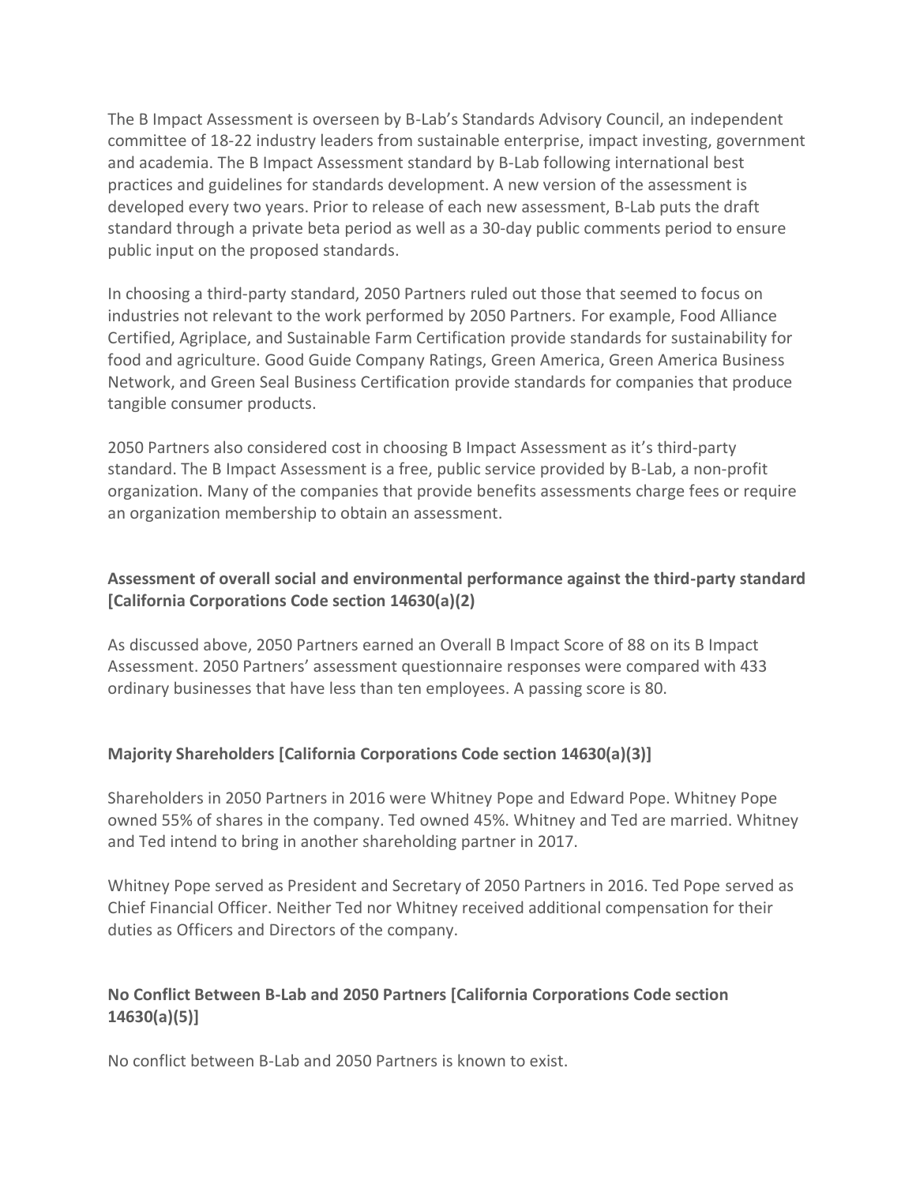The B Impact Assessment is overseen by B-Lab's Standards Advisory Council, an independent committee of 18-22 industry leaders from sustainable enterprise, impact investing, government and academia. The B Impact Assessment standard by B-Lab following international best practices and guidelines for standards development. A new version of the assessment is developed every two years. Prior to release of each new assessment, B-Lab puts the draft standard through a private beta period as well as a 30-day public comments period to ensure public input on the proposed standards.

In choosing a third-party standard, 2050 Partners ruled out those that seemed to focus on industries not relevant to the work performed by 2050 Partners. For example, Food Alliance Certified, Agriplace, and Sustainable Farm Certification provide standards for sustainability for food and agriculture. Good Guide Company Ratings, Green America, Green America Business Network, and Green Seal Business Certification provide standards for companies that produce tangible consumer products.

2050 Partners also considered cost in choosing B Impact Assessment as it's third-party standard. The B Impact Assessment is a free, public service provided by B-Lab, a non-profit organization. Many of the companies that provide benefits assessments charge fees or require an organization membership to obtain an assessment.

### Assessment of overall social and environmental performance against the third-party standard [California Corporations Code section 14630(a)(2)

As discussed above, 2050 Partners earned an Overall B Impact Score of 88 on its B Impact Assessment. 2050 Partners' assessment questionnaire responses were compared with 433 ordinary businesses that have less than ten employees. A passing score is 80.

### Majority Shareholders [California Corporations Code section 14630(a)(3)]

Shareholders in 2050 Partners in 2016 were Whitney Pope and Edward Pope. Whitney Pope owned 55% of shares in the company. Ted owned 45%. Whitney and Ted are married. Whitney and Ted intend to bring in another shareholding partner in 2017.

Whitney Pope served as President and Secretary of 2050 Partners in 2016. Ted Pope served as Chief Financial Officer. Neither Ted nor Whitney received additional compensation for their duties as Officers and Directors of the company.

### No Conflict Between B-Lab and 2050 Partners [California Corporations Code section 14630(a)(5)]

No conflict between B-Lab and 2050 Partners is known to exist.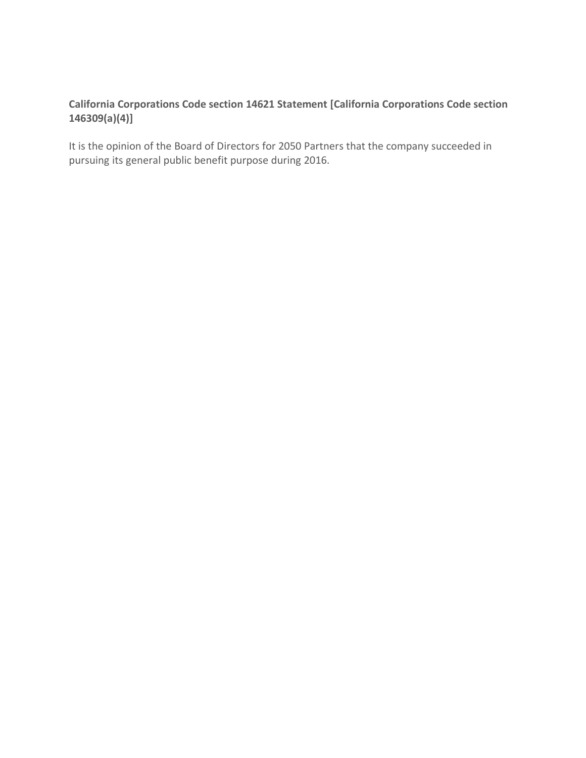**California Corporations Code section 14621 Statement [California Corporations Code section 146309(a)(4)]**

It is the opinion of the Board of Directors for 2050 Partners that the company succeeded in pursuing its general public benefit purpose during 2016.